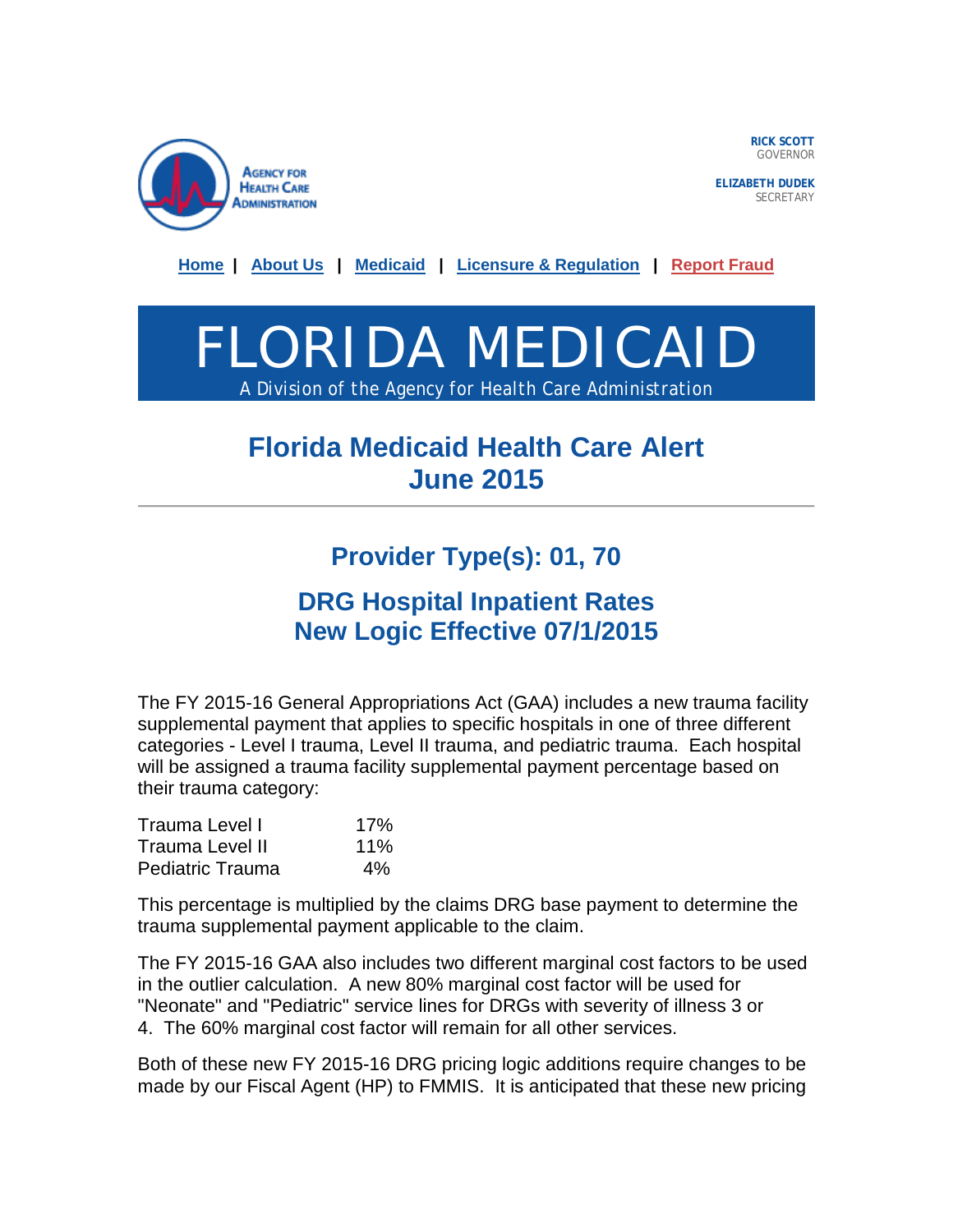Agency for Health Care Administration

**RICK SCOTT**
GOVERNOR

**ELIZABETH DUDEK**
SECRETARY

Home | About Us | Medicaid | Licensure & Regulation | Report Fraud

# FLORIDA MEDICAID

A Division of the Agency for Health Care Administration

## Florida Medicaid Health Care Alert
## June 2015

---

### Provider Type(s): 01, 70

### DRG Hospital Inpatient Rates
### New Logic Effective 07/1/2015

The FY 2015-16 General Appropriations Act (GAA) includes a new trauma facility supplemental payment that applies to specific hospitals in one of three different categories - Level I trauma, Level II trauma, and pediatric trauma. Each hospital will be assigned a trauma facility supplemental payment percentage based on their trauma category:

| | |
|---|---|
| Trauma Level I | 17% |
| Trauma Level II | 11% |
| Pediatric Trauma | 4% |

This percentage is multiplied by the claims DRG base payment to determine the trauma supplemental payment applicable to the claim.

The FY 2015-16 GAA also includes two different marginal cost factors to be used in the outlier calculation. A new 80% marginal cost factor will be used for "Neonate" and "Pediatric" service lines for DRGs with severity of illness 3 or 4. The 60% marginal cost factor will remain for all other services.

Both of these new FY 2015-16 DRG pricing logic additions require changes to be made by our Fiscal Agent (HP) to FMMIS. It is anticipated that these new pricing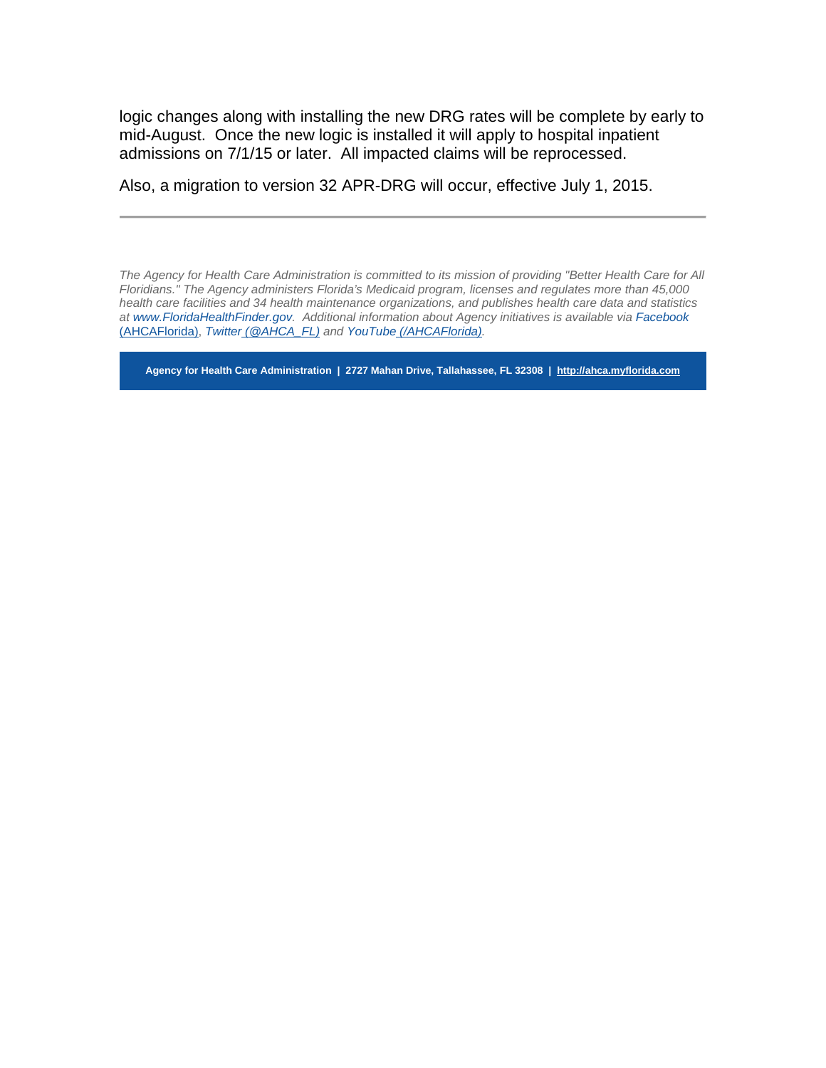logic changes along with installing the new DRG rates will be complete by early to mid-August. Once the new logic is installed it will apply to hospital inpatient admissions on 7/1/15 or later. All impacted claims will be reprocessed.

Also, a migration to version 32 APR-DRG will occur, effective July 1, 2015.

---

*The Agency for Health Care Administration is committed to its mission of providing "Better Health Care for All Floridians." The Agency administers Florida's Medicaid program, licenses and regulates more than 45,000 health care facilities and 34 health maintenance organizations, and publishes health care data and statistics at www.FloridaHealthFinder.gov. Additional information about Agency initiatives is available via Facebook (AHCAFlorida), Twitter (@AHCA_FL) and YouTube (/AHCAFlorida).*

**Agency for Health Care Administration | 2727 Mahan Drive, Tallahassee, FL 32308 | http://ahca.myflorida.com**